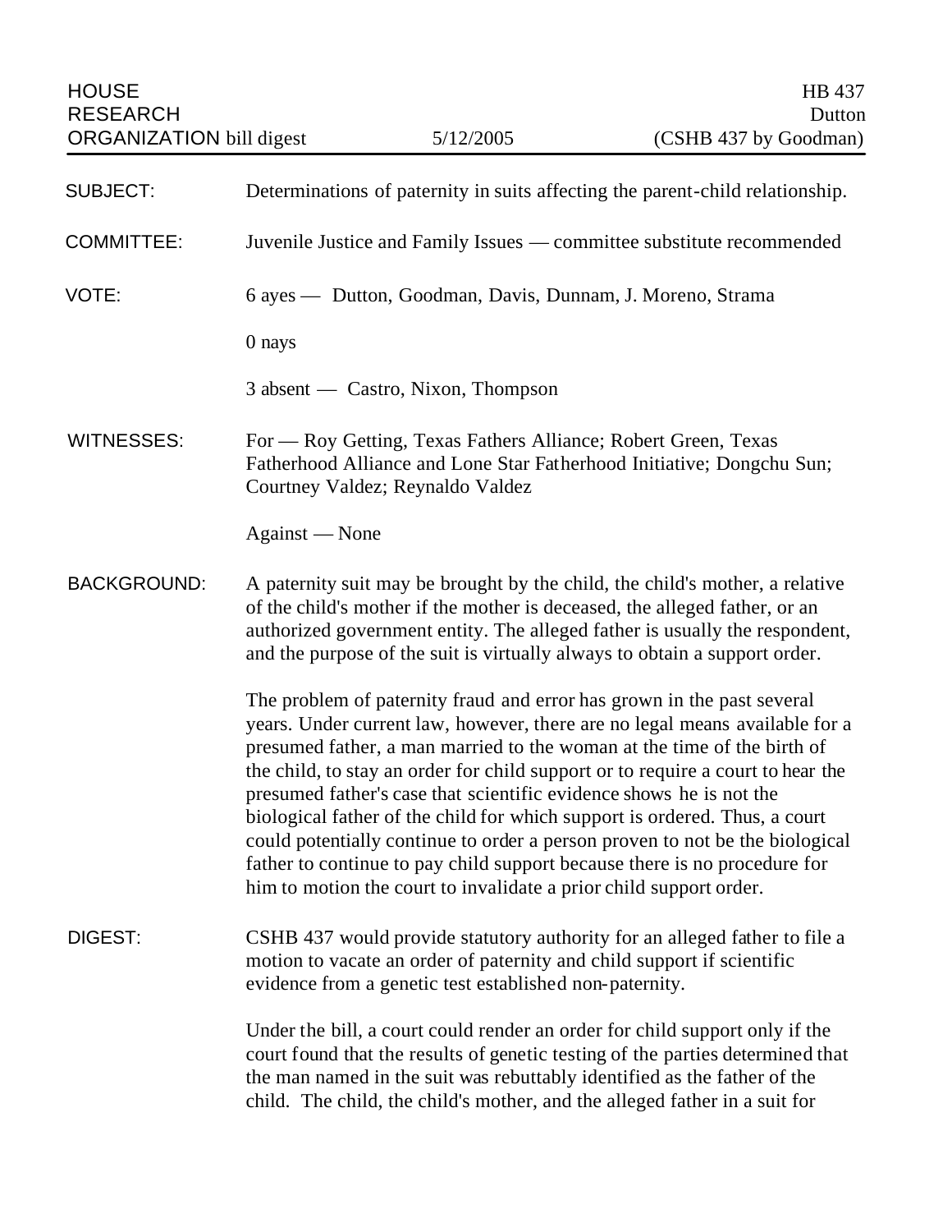HOUSE RESEARCH ORGANIZATION bill digest — 5/12/2005 — HB 437 Dutton (CSHB 437 by Goodman)

**SUBJECT:** Determinations of paternity in suits affecting the parent-child relationship.

**COMMITTEE:** Juvenile Justice and Family Issues — committee substitute recommended

**VOTE:** 6 ayes — Dutton, Goodman, Davis, Dunnam, J. Moreno, Strama

0 nays

3 absent — Castro, Nixon, Thompson

**WITNESSES:** For — Roy Getting, Texas Fathers Alliance; Robert Green, Texas Fatherhood Alliance and Lone Star Fatherhood Initiative; Dongchu Sun; Courtney Valdez; Reynaldo Valdez

Against — None

**BACKGROUND:** A paternity suit may be brought by the child, the child's mother, a relative of the child's mother if the mother is deceased, the alleged father, or an authorized government entity. The alleged father is usually the respondent, and the purpose of the suit is virtually always to obtain a support order.

The problem of paternity fraud and error has grown in the past several years. Under current law, however, there are no legal means available for a presumed father, a man married to the woman at the time of the birth of the child, to stay an order for child support or to require a court to hear the presumed father's case that scientific evidence shows he is not the biological father of the child for which support is ordered. Thus, a court could potentially continue to order a person proven to not be the biological father to continue to pay child support because there is no procedure for him to motion the court to invalidate a prior child support order.

**DIGEST:** CSHB 437 would provide statutory authority for an alleged father to file a motion to vacate an order of paternity and child support if scientific evidence from a genetic test established non-paternity.

Under the bill, a court could render an order for child support only if the court found that the results of genetic testing of the parties determined that the man named in the suit was rebuttably identified as the father of the child. The child, the child's mother, and the alleged father in a suit for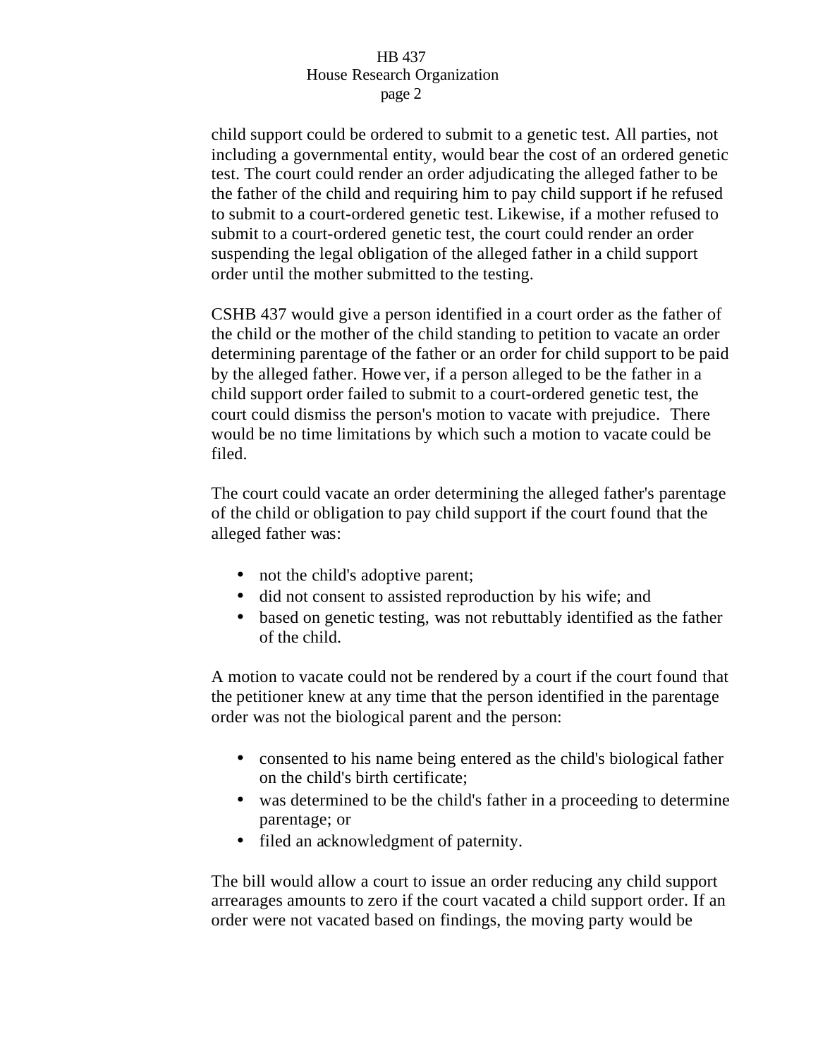child support could be ordered to submit to a genetic test. All parties, not including a governmental entity, would bear the cost of an ordered genetic test. The court could render an order adjudicating the alleged father to be the father of the child and requiring him to pay child support if he refused to submit to a court-ordered genetic test. Likewise, if a mother refused to submit to a court-ordered genetic test, the court could render an order suspending the legal obligation of the alleged father in a child support order until the mother submitted to the testing.

CSHB 437 would give a person identified in a court order as the father of the child or the mother of the child standing to petition to vacate an order determining parentage of the father or an order for child support to be paid by the alleged father. However, if a person alleged to be the father in a child support order failed to submit to a court-ordered genetic test, the court could dismiss the person's motion to vacate with prejudice. There would be no time limitations by which such a motion to vacate could be filed.

The court could vacate an order determining the alleged father's parentage of the child or obligation to pay child support if the court found that the alleged father was:

- not the child's adoptive parent;
- did not consent to assisted reproduction by his wife; and
- based on genetic testing, was not rebuttably identified as the father of the child.

A motion to vacate could not be rendered by a court if the court found that the petitioner knew at any time that the person identified in the parentage order was not the biological parent and the person:

- consented to his name being entered as the child's biological father on the child's birth certificate;
- was determined to be the child's father in a proceeding to determine parentage; or
- filed an acknowledgment of paternity.

The bill would allow a court to issue an order reducing any child support arrearages amounts to zero if the court vacated a child support order. If an order were not vacated based on findings, the moving party would be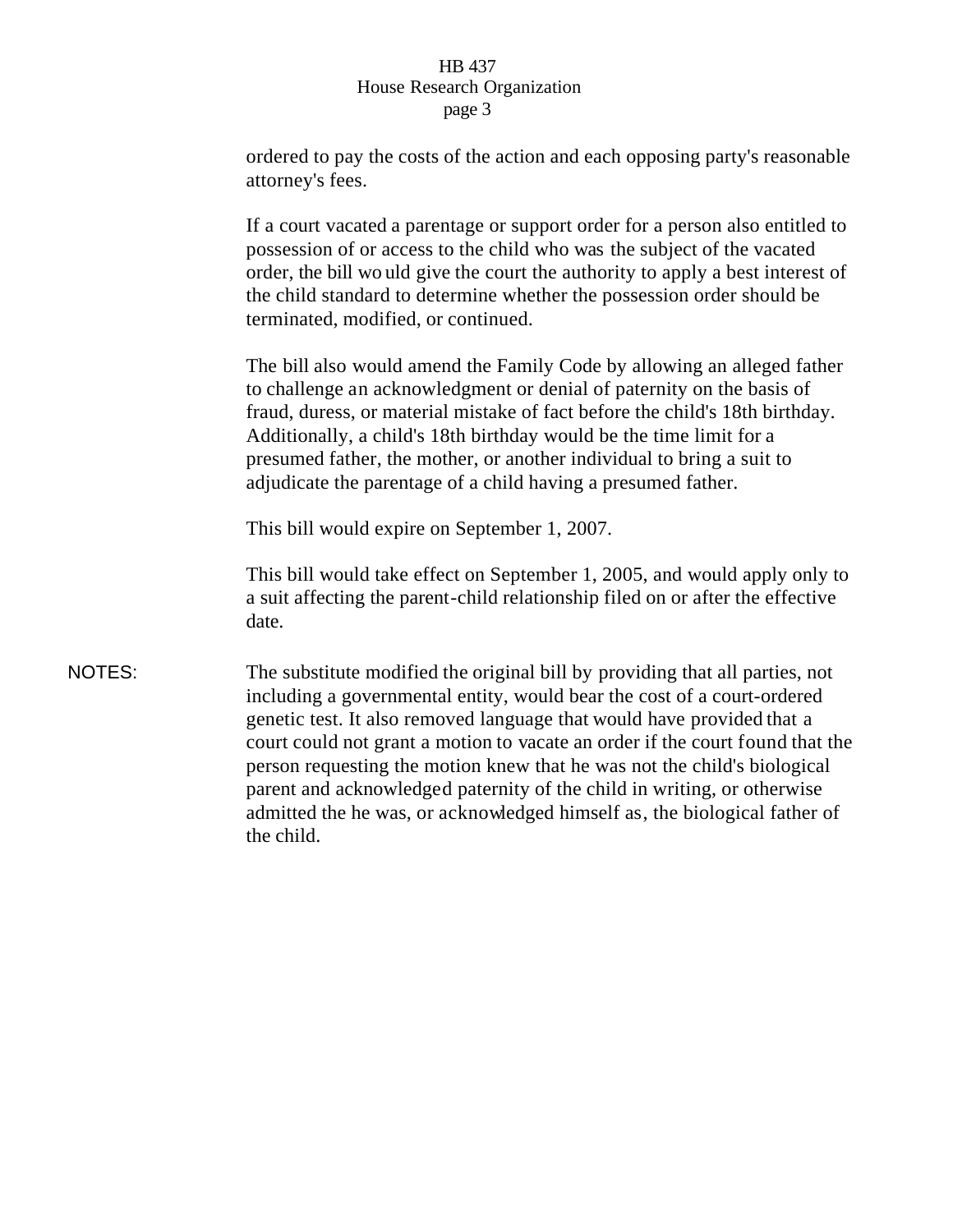ordered to pay the costs of the action and each opposing party's reasonable attorney's fees.

If a court vacated a parentage or support order for a person also entitled to possession of or access to the child who was the subject of the vacated order, the bill would give the court the authority to apply a best interest of the child standard to determine whether the possession order should be terminated, modified, or continued.

The bill also would amend the Family Code by allowing an alleged father to challenge an acknowledgment or denial of paternity on the basis of fraud, duress, or material mistake of fact before the child's 18th birthday. Additionally, a child's 18th birthday would be the time limit for a presumed father, the mother, or another individual to bring a suit to adjudicate the parentage of a child having a presumed father.

This bill would expire on September 1, 2007.

This bill would take effect on September 1, 2005, and would apply only to a suit affecting the parent-child relationship filed on or after the effective date.

**NOTES:** The substitute modified the original bill by providing that all parties, not including a governmental entity, would bear the cost of a court-ordered genetic test. It also removed language that would have provided that a court could not grant a motion to vacate an order if the court found that the person requesting the motion knew that he was not the child's biological parent and acknowledged paternity of the child in writing, or otherwise admitted the he was, or acknowledged himself as, the biological father of the child.